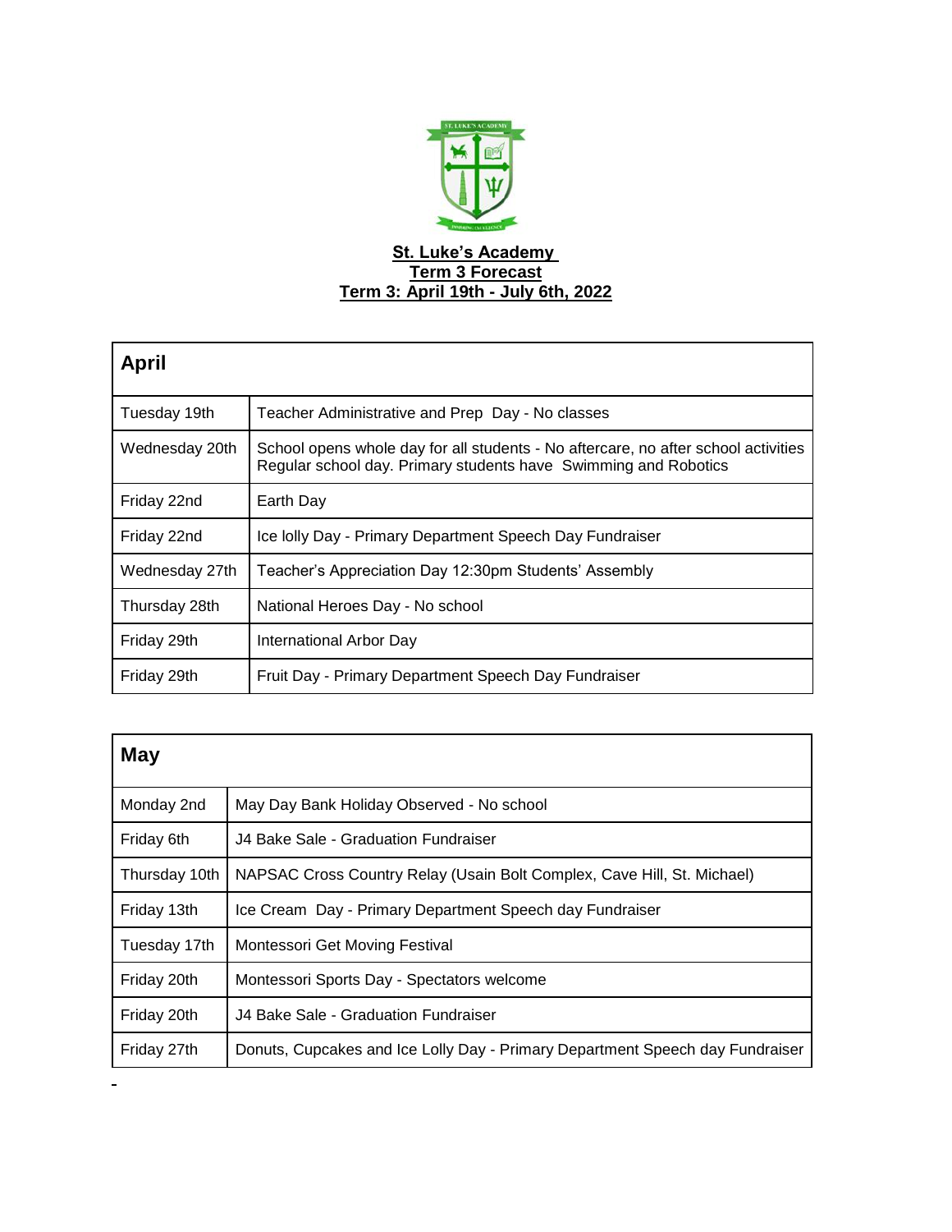**St. Luke's Academy**
**Term 3 Forecast**
**Term 3: April 19th - July 6th, 2022**

| **April** | |
|---|---|
| Tuesday 19th | Teacher Administrative and Prep Day - No classes |
| Wednesday 20th | School opens whole day for all students - No aftercare, no after school activities Regular school day. Primary students have Swimming and Robotics |
| Friday 22nd | Earth Day |
| Friday 22nd | Ice lolly Day - Primary Department Speech Day Fundraiser |
| Wednesday 27th | Teacher's Appreciation Day 12:30pm Students' Assembly |
| Thursday 28th | National Heroes Day - No school |
| Friday 29th | International Arbor Day |
| Friday 29th | Fruit Day - Primary Department Speech Day Fundraiser |

| **May** | |
|---|---|
| Monday 2nd | May Day Bank Holiday Observed - No school |
| Friday 6th | J4 Bake Sale - Graduation Fundraiser |
| Thursday 10th | NAPSAC Cross Country Relay (Usain Bolt Complex, Cave Hill, St. Michael) |
| Friday 13th | Ice Cream Day - Primary Department Speech day Fundraiser |
| Tuesday 17th | Montessori Get Moving Festival |
| Friday 20th | Montessori Sports Day - Spectators welcome |
| Friday 20th | J4 Bake Sale - Graduation Fundraiser |
| Friday 27th | Donuts, Cupcakes and Ice Lolly Day - Primary Department Speech day Fundraiser |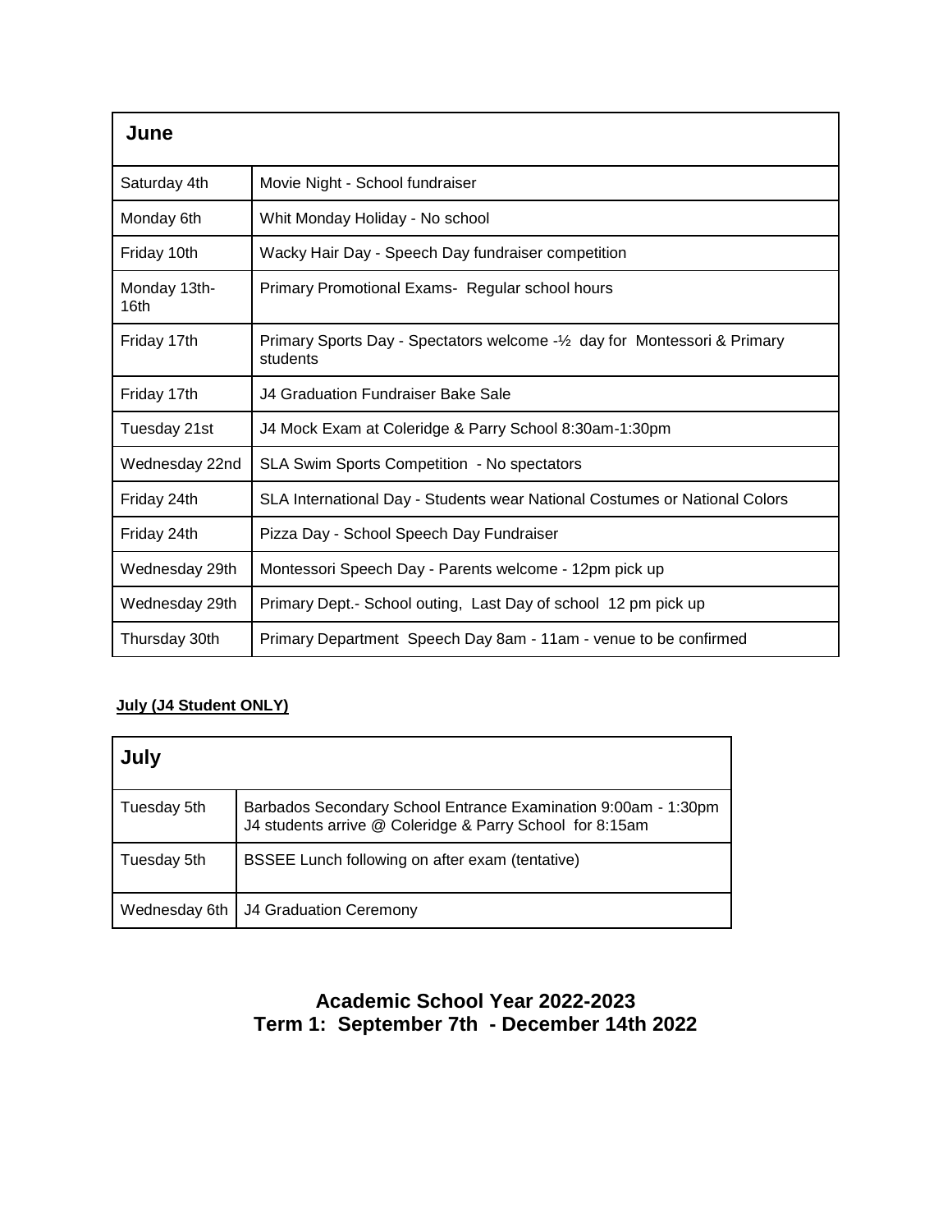| June | |
|---|---|
| Saturday 4th | Movie Night - School fundraiser |
| Monday 6th | Whit Monday Holiday - No school |
| Friday 10th | Wacky Hair Day - Speech Day fundraiser competition |
| Monday 13th-16th | Primary Promotional Exams- Regular school hours |
| Friday 17th | Primary Sports Day - Spectators welcome -½ day for Montessori & Primary students |
| Friday 17th | J4 Graduation Fundraiser Bake Sale |
| Tuesday 21st | J4 Mock Exam at Coleridge & Parry School 8:30am-1:30pm |
| Wednesday 22nd | SLA Swim Sports Competition - No spectators |
| Friday 24th | SLA International Day - Students wear National Costumes or National Colors |
| Friday 24th | Pizza Day - School Speech Day Fundraiser |
| Wednesday 29th | Montessori Speech Day - Parents welcome - 12pm pick up |
| Wednesday 29th | Primary Dept.- School outing, Last Day of school 12 pm pick up |
| Thursday 30th | Primary Department Speech Day 8am - 11am - venue to be confirmed |

**July (J4 Student ONLY)**

| July | |
|---|---|
| Tuesday 5th | Barbados Secondary School Entrance Examination 9:00am - 1:30pm J4 students arrive @ Coleridge & Parry School for 8:15am |
| Tuesday 5th | BSSEE Lunch following on after exam (tentative) |
| Wednesday 6th | J4 Graduation Ceremony |

## Academic School Year 2022-2023
## Term 1: September 7th - December 14th 2022